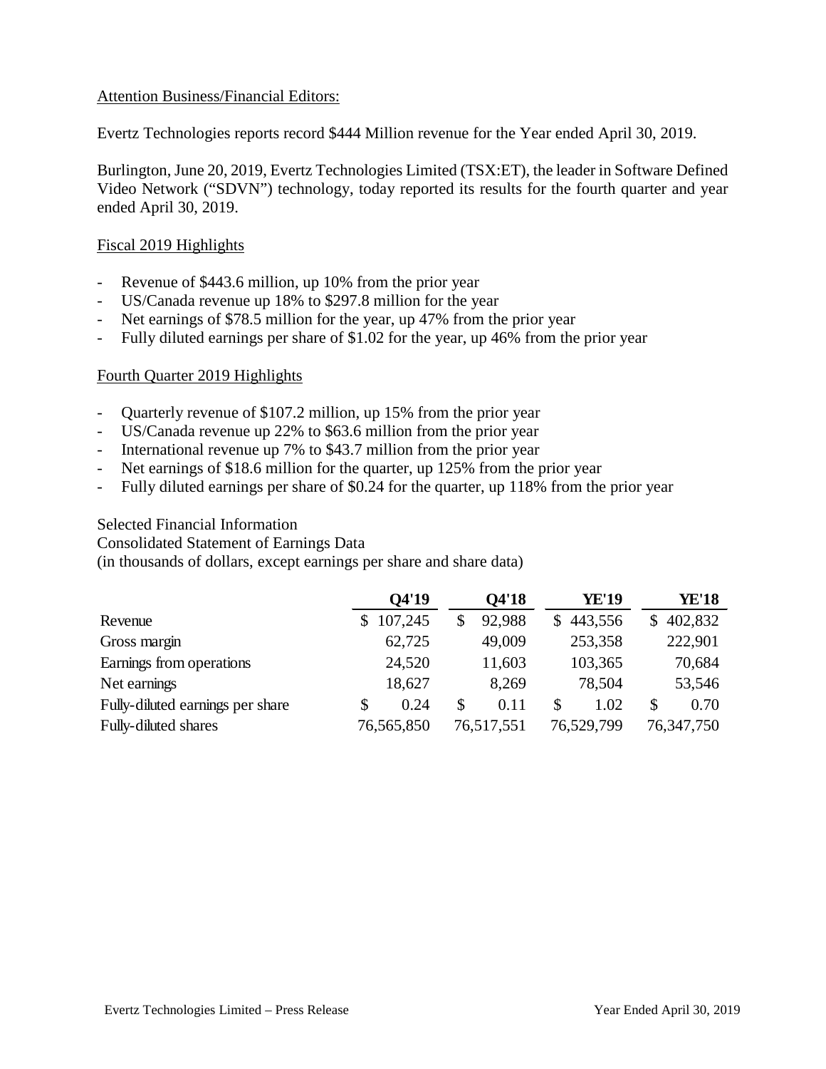Attention Business/Financial Editors:

Evertz Technologies reports record $444 Million revenue for the Year ended April 30, 2019.

Burlington, June 20, 2019, Evertz Technologies Limited (TSX:ET), the leader in Software Defined Video Network ("SDVN") technology, today reported its results for the fourth quarter and year ended April 30, 2019.

Fiscal 2019 Highlights

- Revenue of $443.6 million, up 10% from the prior year
- US/Canada revenue up 18% to $297.8 million for the year
- Net earnings of $78.5 million for the year, up 47% from the prior year
- Fully diluted earnings per share of $1.02 for the year, up 46% from the prior year

Fourth Quarter 2019 Highlights

- Quarterly revenue of $107.2 million, up 15% from the prior year
- US/Canada revenue up 22% to $63.6 million from the prior year
- International revenue up 7% to $43.7 million from the prior year
- Net earnings of $18.6 million for the quarter, up 125% from the prior year
- Fully diluted earnings per share of $0.24 for the quarter, up 118% from the prior year

Selected Financial Information
Consolidated Statement of Earnings Data
(in thousands of dollars, except earnings per share and share data)

| | Q4'19 | Q4'18 | YE'19 | YE'18 |
|---|---|---|---|---|
| Revenue | $ 107,245 | $ 92,988 | $ 443,556 | $ 402,832 |
| Gross margin | 62,725 | 49,009 | 253,358 | 222,901 |
| Earnings from operations | 24,520 | 11,603 | 103,365 | 70,684 |
| Net earnings | 18,627 | 8,269 | 78,504 | 53,546 |
| Fully-diluted earnings per share | $ 0.24 | $ 0.11 | $ 1.02 | $ 0.70 |
| Fully-diluted shares | 76,565,850 | 76,517,551 | 76,529,799 | 76,347,750 |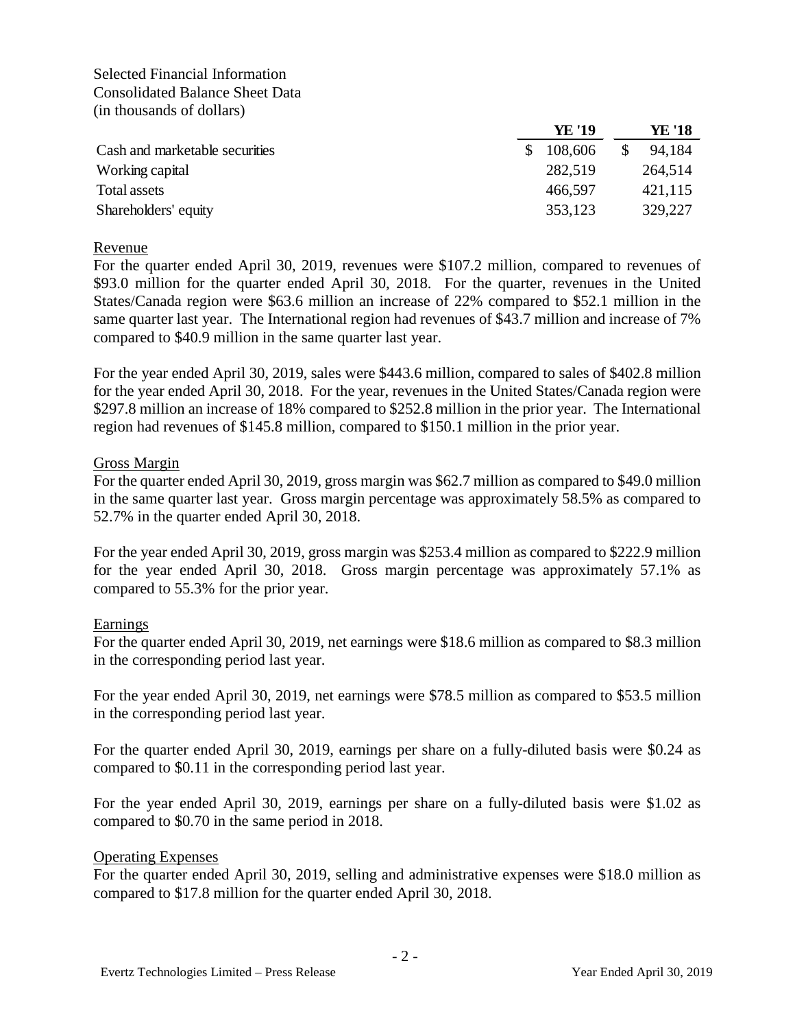Selected Financial Information
Consolidated Balance Sheet Data
(in thousands of dollars)

| | YE '19 | YE '18 |
|---|---|---|
| Cash and marketable securities | $ 108,606 | $ 94,184 |
| Working capital | 282,519 | 264,514 |
| Total assets | 466,597 | 421,115 |
| Shareholders' equity | 353,123 | 329,227 |

## Revenue

For the quarter ended April 30, 2019, revenues were $107.2 million, compared to revenues of $93.0 million for the quarter ended April 30, 2018. For the quarter, revenues in the United States/Canada region were $63.6 million an increase of 22% compared to $52.1 million in the same quarter last year. The International region had revenues of $43.7 million and increase of 7% compared to $40.9 million in the same quarter last year.

For the year ended April 30, 2019, sales were $443.6 million, compared to sales of $402.8 million for the year ended April 30, 2018. For the year, revenues in the United States/Canada region were $297.8 million an increase of 18% compared to $252.8 million in the prior year. The International region had revenues of $145.8 million, compared to $150.1 million in the prior year.

## Gross Margin

For the quarter ended April 30, 2019, gross margin was $62.7 million as compared to $49.0 million in the same quarter last year. Gross margin percentage was approximately 58.5% as compared to 52.7% in the quarter ended April 30, 2018.

For the year ended April 30, 2019, gross margin was $253.4 million as compared to $222.9 million for the year ended April 30, 2018. Gross margin percentage was approximately 57.1% as compared to 55.3% for the prior year.

## Earnings

For the quarter ended April 30, 2019, net earnings were $18.6 million as compared to $8.3 million in the corresponding period last year.

For the year ended April 30, 2019, net earnings were $78.5 million as compared to $53.5 million in the corresponding period last year.

For the quarter ended April 30, 2019, earnings per share on a fully-diluted basis were $0.24 as compared to $0.11 in the corresponding period last year.

For the year ended April 30, 2019, earnings per share on a fully-diluted basis were $1.02 as compared to $0.70 in the same period in 2018.

## Operating Expenses

For the quarter ended April 30, 2019, selling and administrative expenses were $18.0 million as compared to $17.8 million for the quarter ended April 30, 2018.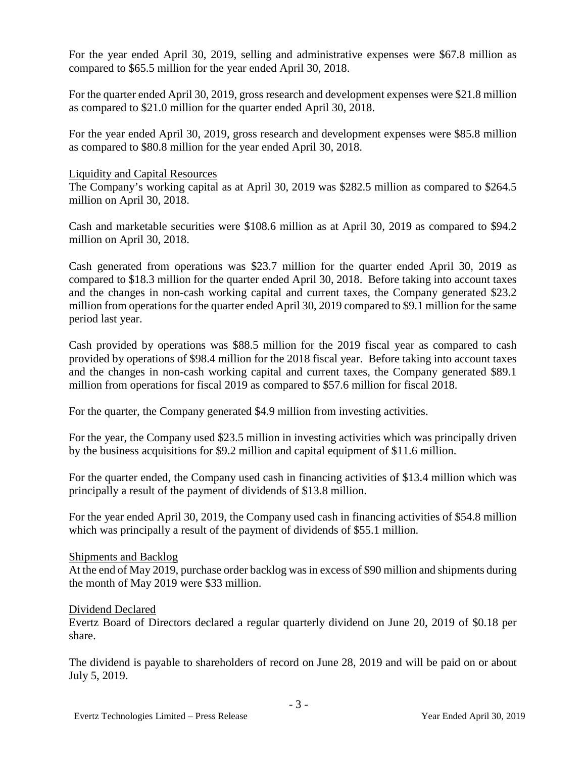For the year ended April 30, 2019, selling and administrative expenses were $67.8 million as compared to $65.5 million for the year ended April 30, 2018.

For the quarter ended April 30, 2019, gross research and development expenses were $21.8 million as compared to $21.0 million for the quarter ended April 30, 2018.

For the year ended April 30, 2019, gross research and development expenses were $85.8 million as compared to $80.8 million for the year ended April 30, 2018.

<u>Liquidity and Capital Resources</u>

The Company's working capital as at April 30, 2019 was $282.5 million as compared to $264.5 million on April 30, 2018.

Cash and marketable securities were $108.6 million as at April 30, 2019 as compared to $94.2 million on April 30, 2018.

Cash generated from operations was $23.7 million for the quarter ended April 30, 2019 as compared to $18.3 million for the quarter ended April 30, 2018. Before taking into account taxes and the changes in non-cash working capital and current taxes, the Company generated $23.2 million from operations for the quarter ended April 30, 2019 compared to $9.1 million for the same period last year.

Cash provided by operations was $88.5 million for the 2019 fiscal year as compared to cash provided by operations of $98.4 million for the 2018 fiscal year. Before taking into account taxes and the changes in non-cash working capital and current taxes, the Company generated $89.1 million from operations for fiscal 2019 as compared to $57.6 million for fiscal 2018.

For the quarter, the Company generated $4.9 million from investing activities.

For the year, the Company used $23.5 million in investing activities which was principally driven by the business acquisitions for $9.2 million and capital equipment of $11.6 million.

For the quarter ended, the Company used cash in financing activities of $13.4 million which was principally a result of the payment of dividends of $13.8 million.

For the year ended April 30, 2019, the Company used cash in financing activities of $54.8 million which was principally a result of the payment of dividends of $55.1 million.

<u>Shipments and Backlog</u>

At the end of May 2019, purchase order backlog was in excess of $90 million and shipments during the month of May 2019 were $33 million.

<u>Dividend Declared</u>

Evertz Board of Directors declared a regular quarterly dividend on June 20, 2019 of $0.18 per share.

The dividend is payable to shareholders of record on June 28, 2019 and will be paid on or about July 5, 2019.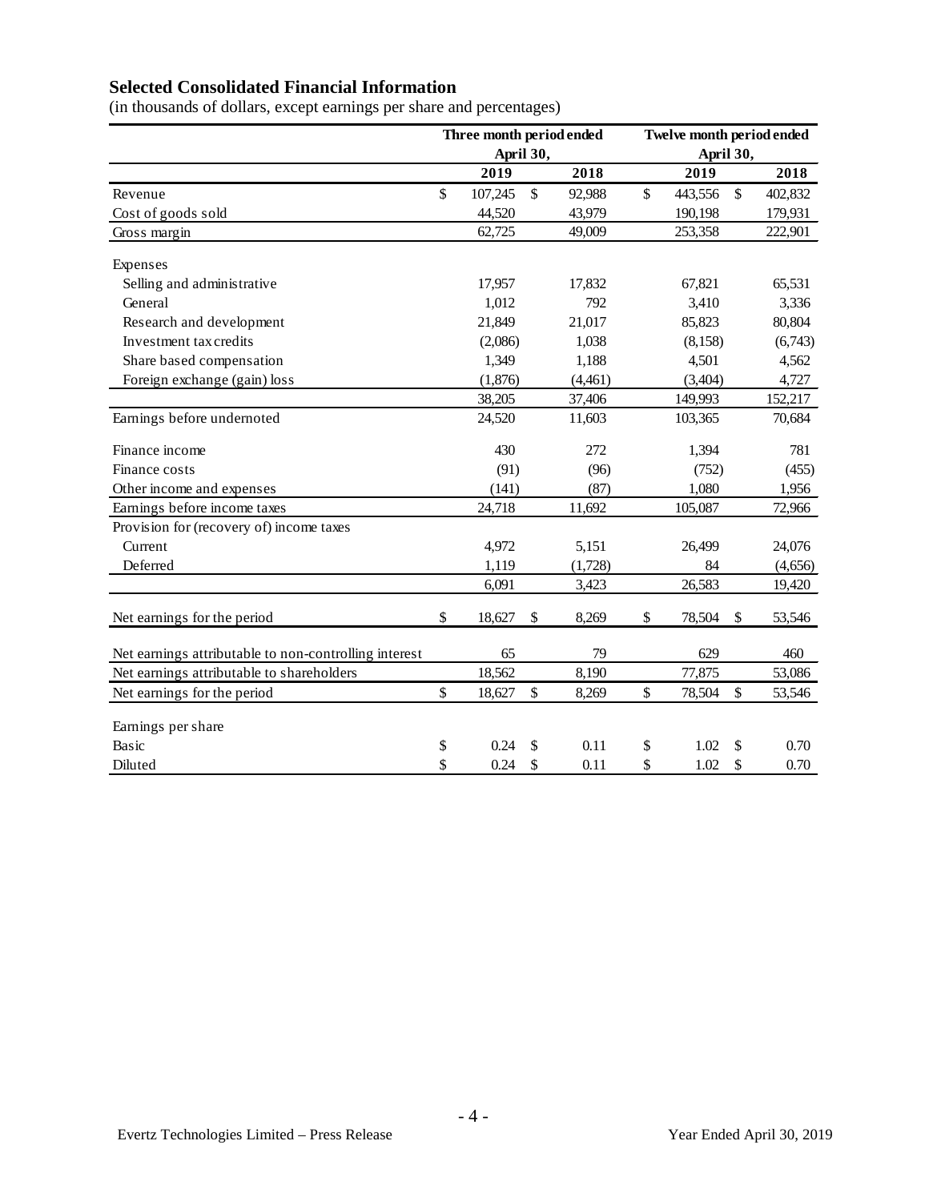### Selected Consolidated Financial Information

(in thousands of dollars, except earnings per share and percentages)

| | Three month period ended April 30, | | Twelve month period ended April 30, | |
|---|---|---|---|---|
| | 2019 | 2018 | 2019 | 2018 |
| Revenue | $ 107,245 | $ 92,988 | $ 443,556 | $ 402,832 |
| Cost of goods sold | 44,520 | 43,979 | 190,198 | 179,931 |
| Gross margin | 62,725 | 49,009 | 253,358 | 222,901 |
| Expenses | | | | |
| Selling and administrative | 17,957 | 17,832 | 67,821 | 65,531 |
| General | 1,012 | 792 | 3,410 | 3,336 |
| Research and development | 21,849 | 21,017 | 85,823 | 80,804 |
| Investment tax credits | (2,086) | 1,038 | (8,158) | (6,743) |
| Share based compensation | 1,349 | 1,188 | 4,501 | 4,562 |
| Foreign exchange (gain) loss | (1,876) | (4,461) | (3,404) | 4,727 |
| | 38,205 | 37,406 | 149,993 | 152,217 |
| Earnings before undernoted | 24,520 | 11,603 | 103,365 | 70,684 |
| Finance income | 430 | 272 | 1,394 | 781 |
| Finance costs | (91) | (96) | (752) | (455) |
| Other income and expenses | (141) | (87) | 1,080 | 1,956 |
| Earnings before income taxes | 24,718 | 11,692 | 105,087 | 72,966 |
| Provision for (recovery of) income taxes | | | | |
| Current | 4,972 | 5,151 | 26,499 | 24,076 |
| Deferred | 1,119 | (1,728) | 84 | (4,656) |
| | 6,091 | 3,423 | 26,583 | 19,420 |
| Net earnings for the period | $ 18,627 | $ 8,269 | $ 78,504 | $ 53,546 |
| Net earnings attributable to non-controlling interest | 65 | 79 | 629 | 460 |
| Net earnings attributable to shareholders | 18,562 | 8,190 | 77,875 | 53,086 |
| Net earnings for the period | $ 18,627 | $ 8,269 | $ 78,504 | $ 53,546 |
| Earnings per share | | | | |
| Basic | $ 0.24 | $ 0.11 | $ 1.02 | $ 0.70 |
| Diluted | $ 0.24 | $ 0.11 | $ 1.02 | $ 0.70 |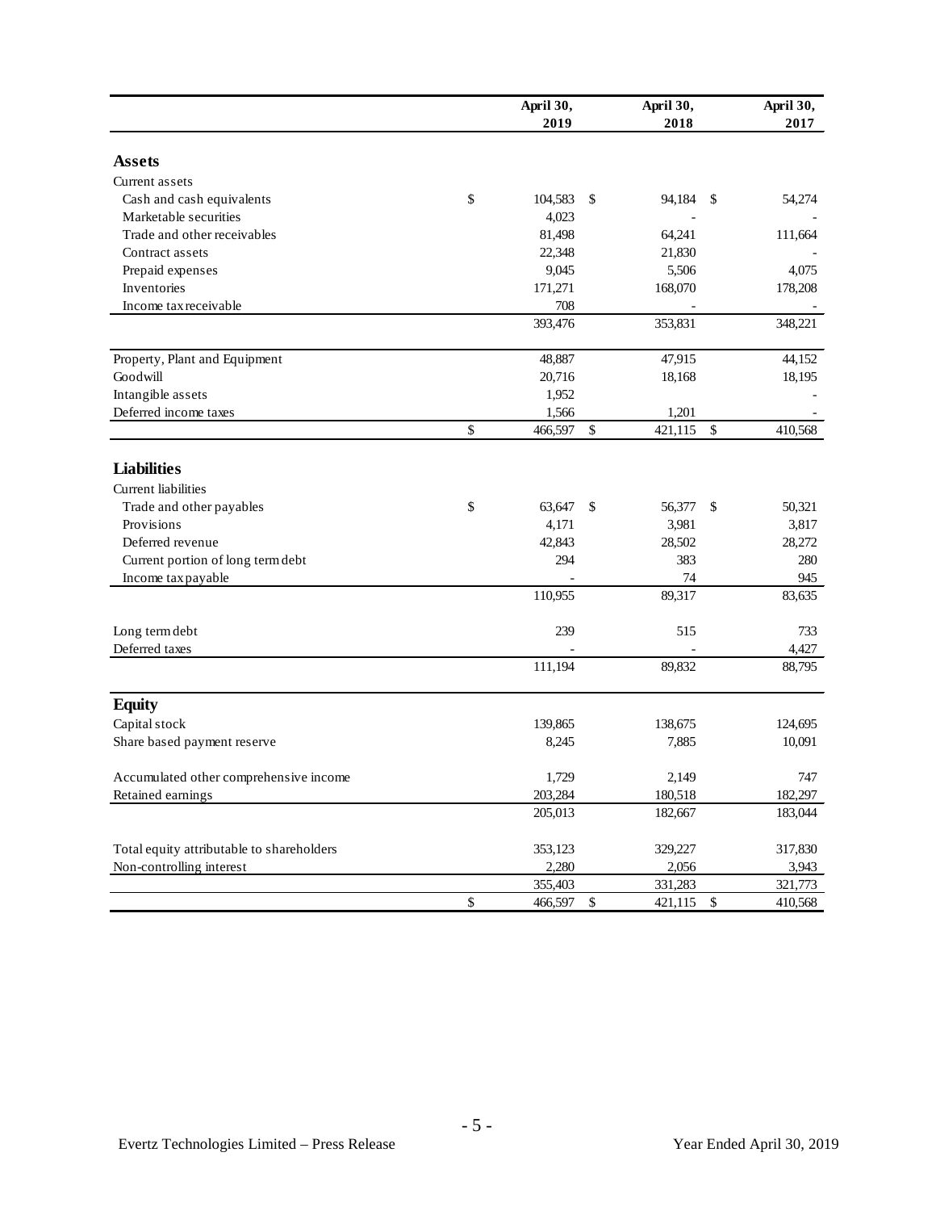| | April 30, 2019 | April 30, 2018 | April 30, 2017 |
|---|---|---|---|
| **Assets** | | | |
| Current assets | | | |
| Cash and cash equivalents | $ 104,583 | $ 94,184 | $ 54,274 |
| Marketable securities | 4,023 | - | - |
| Trade and other receivables | 81,498 | 64,241 | 111,664 |
| Contract assets | 22,348 | 21,830 | - |
| Prepaid expenses | 9,045 | 5,506 | 4,075 |
| Inventories | 171,271 | 168,070 | 178,208 |
| Income tax receivable | 708 | - | - |
| | 393,476 | 353,831 | 348,221 |
| Property, Plant and Equipment | 48,887 | 47,915 | 44,152 |
| Goodwill | 20,716 | 18,168 | 18,195 |
| Intangible assets | 1,952 | | - |
| Deferred income taxes | 1,566 | 1,201 | - |
| | $ 466,597 | $ 421,115 | $ 410,568 |
| **Liabilities** | | | |
| Current liabilities | | | |
| Trade and other payables | $ 63,647 | $ 56,377 | $ 50,321 |
| Provisions | 4,171 | 3,981 | 3,817 |
| Deferred revenue | 42,843 | 28,502 | 28,272 |
| Current portion of long term debt | 294 | 383 | 280 |
| Income tax payable | - | 74 | 945 |
| | 110,955 | 89,317 | 83,635 |
| Long term debt | 239 | 515 | 733 |
| Deferred taxes | - | - | 4,427 |
| | 111,194 | 89,832 | 88,795 |
| **Equity** | | | |
| Capital stock | 139,865 | 138,675 | 124,695 |
| Share based payment reserve | 8,245 | 7,885 | 10,091 |
| Accumulated other comprehensive income | 1,729 | 2,149 | 747 |
| Retained earnings | 203,284 | 180,518 | 182,297 |
| | 205,013 | 182,667 | 183,044 |
| Total equity attributable to shareholders | 353,123 | 329,227 | 317,830 |
| Non-controlling interest | 2,280 | 2,056 | 3,943 |
| | 355,403 | 331,283 | 321,773 |
| | $ 466,597 | $ 421,115 | $ 410,568 |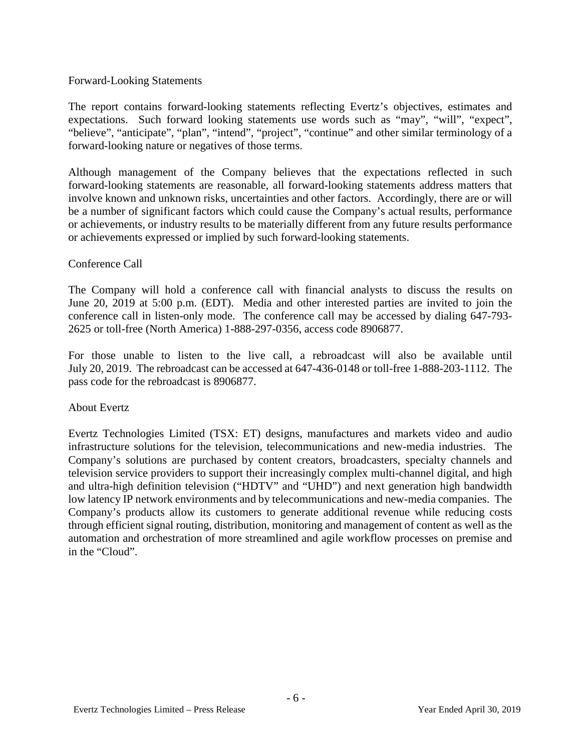## Forward-Looking Statements

The report contains forward-looking statements reflecting Evertz's objectives, estimates and expectations. Such forward looking statements use words such as "may", "will", "expect", "believe", "anticipate", "plan", "intend", "project", "continue" and other similar terminology of a forward-looking nature or negatives of those terms.

Although management of the Company believes that the expectations reflected in such forward-looking statements are reasonable, all forward-looking statements address matters that involve known and unknown risks, uncertainties and other factors. Accordingly, there are or will be a number of significant factors which could cause the Company's actual results, performance or achievements, or industry results to be materially different from any future results performance or achievements expressed or implied by such forward-looking statements.

## Conference Call

The Company will hold a conference call with financial analysts to discuss the results on June 20, 2019 at 5:00 p.m. (EDT). Media and other interested parties are invited to join the conference call in listen-only mode. The conference call may be accessed by dialing 647-793-2625 or toll-free (North America) 1-888-297-0356, access code 8906877.

For those unable to listen to the live call, a rebroadcast will also be available until July 20, 2019. The rebroadcast can be accessed at 647-436-0148 or toll-free 1-888-203-1112. The pass code for the rebroadcast is 8906877.

## About Evertz

Evertz Technologies Limited (TSX: ET) designs, manufactures and markets video and audio infrastructure solutions for the television, telecommunications and new-media industries. The Company's solutions are purchased by content creators, broadcasters, specialty channels and television service providers to support their increasingly complex multi-channel digital, and high and ultra-high definition television ("HDTV" and "UHD") and next generation high bandwidth low latency IP network environments and by telecommunications and new-media companies. The Company's products allow its customers to generate additional revenue while reducing costs through efficient signal routing, distribution, monitoring and management of content as well as the automation and orchestration of more streamlined and agile workflow processes on premise and in the "Cloud".